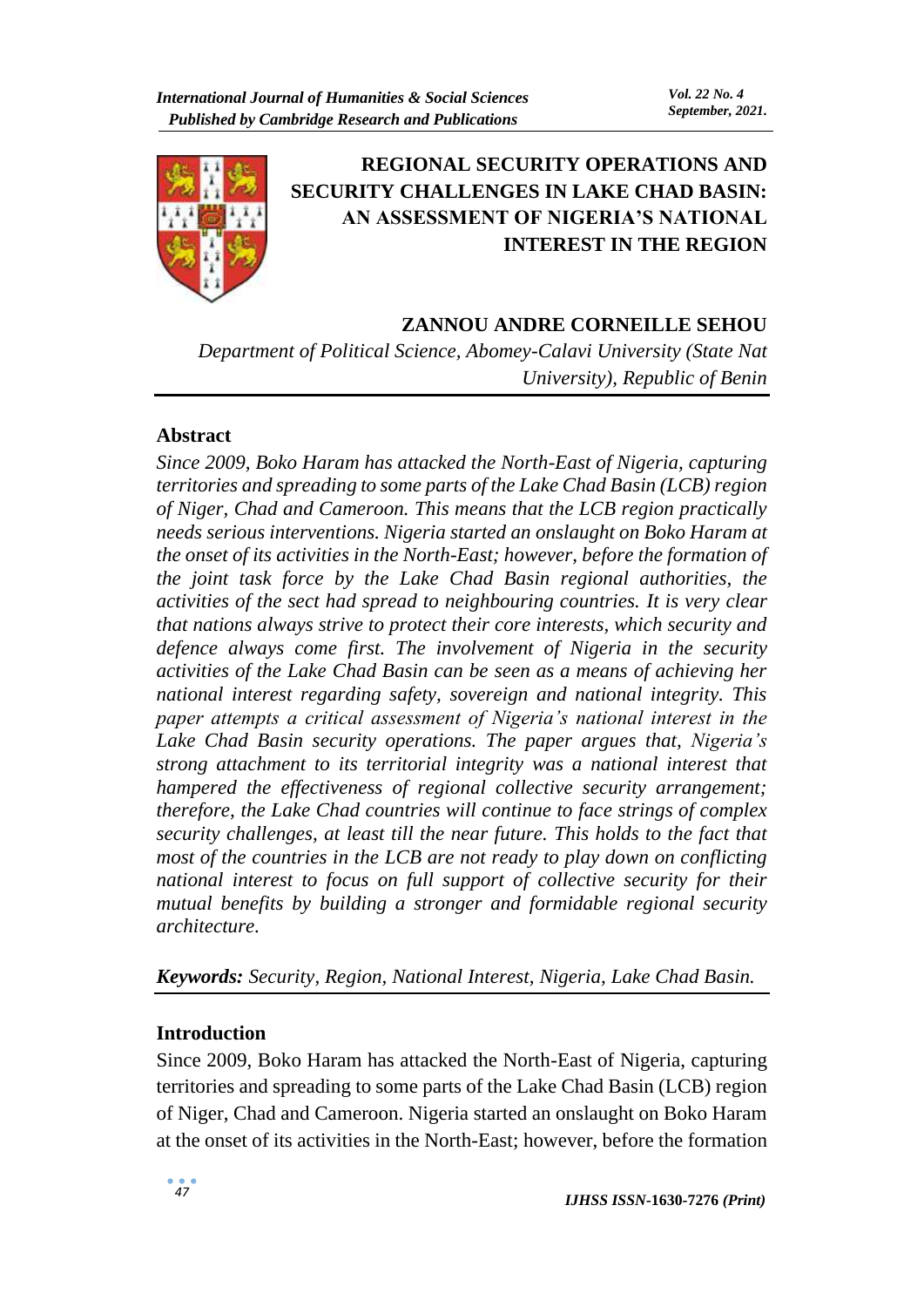# REGIONAL SECURITY OPERATIONS AND SECURITY CHALLENGES IN LAKE CHAD BASIN: AN ASSESSMENT OF NIGERIA'S NATIONAL INTEREST IN THE REGION

**ZANNOU ANDRE CORNEILLE SEHOU**

*Department of Political Science, Abomey-Calavi University (State Nat University), Republic of Benin*

## Abstract

*Since 2009, Boko Haram has attacked the North-East of Nigeria, capturing territories and spreading to some parts of the Lake Chad Basin (LCB) region of Niger, Chad and Cameroon. This means that the LCB region practically needs serious interventions. Nigeria started an onslaught on Boko Haram at the onset of its activities in the North-East; however, before the formation of the joint task force by the Lake Chad Basin regional authorities, the activities of the sect had spread to neighbouring countries. It is very clear that nations always strive to protect their core interests, which security and defence always come first. The involvement of Nigeria in the security activities of the Lake Chad Basin can be seen as a means of achieving her national interest regarding safety, sovereign and national integrity. This paper attempts a critical assessment of Nigeria's national interest in the Lake Chad Basin security operations. The paper argues that, Nigeria's strong attachment to its territorial integrity was a national interest that hampered the effectiveness of regional collective security arrangement; therefore, the Lake Chad countries will continue to face strings of complex security challenges, at least till the near future. This holds to the fact that most of the countries in the LCB are not ready to play down on conflicting national interest to focus on full support of collective security for their mutual benefits by building a stronger and formidable regional security architecture.*

***Keywords:*** *Security, Region, National Interest, Nigeria, Lake Chad Basin.*

## Introduction

Since 2009, Boko Haram has attacked the North-East of Nigeria, capturing territories and spreading to some parts of the Lake Chad Basin (LCB) region of Niger, Chad and Cameroon. Nigeria started an onslaught on Boko Haram at the onset of its activities in the North-East; however, before the formation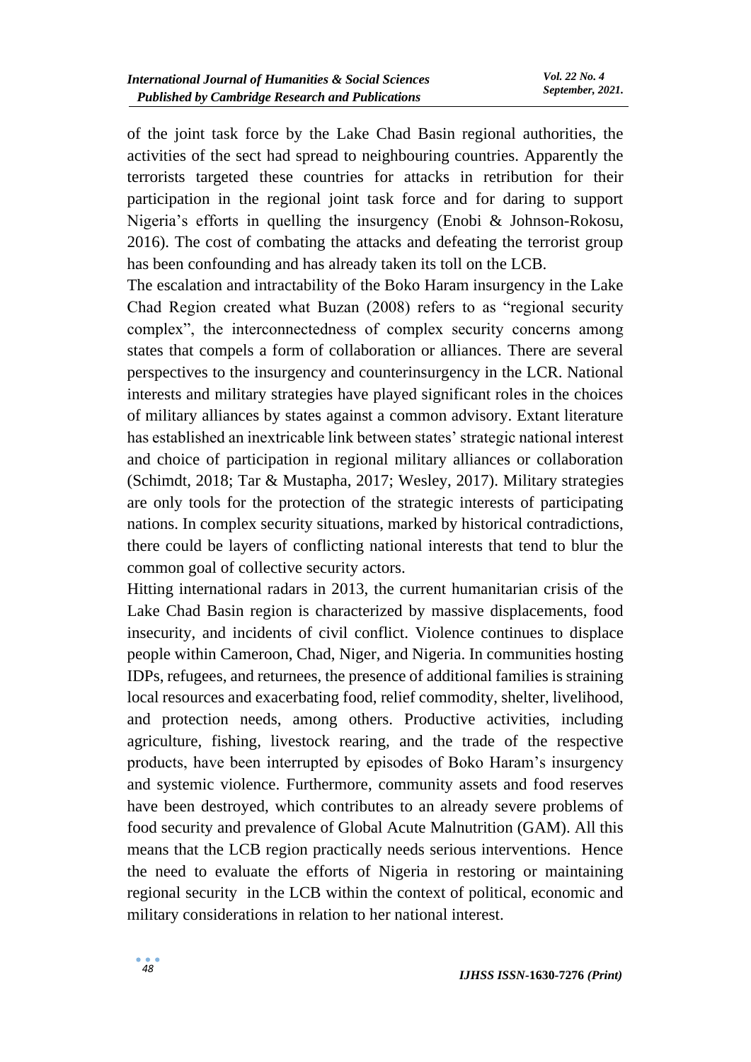of the joint task force by the Lake Chad Basin regional authorities, the activities of the sect had spread to neighbouring countries. Apparently the terrorists targeted these countries for attacks in retribution for their participation in the regional joint task force and for daring to support Nigeria's efforts in quelling the insurgency (Enobi & Johnson-Rokosu, 2016). The cost of combating the attacks and defeating the terrorist group has been confounding and has already taken its toll on the LCB.

The escalation and intractability of the Boko Haram insurgency in the Lake Chad Region created what Buzan (2008) refers to as "regional security complex", the interconnectedness of complex security concerns among states that compels a form of collaboration or alliances. There are several perspectives to the insurgency and counterinsurgency in the LCR. National interests and military strategies have played significant roles in the choices of military alliances by states against a common advisory. Extant literature has established an inextricable link between states' strategic national interest and choice of participation in regional military alliances or collaboration (Schimdt, 2018; Tar & Mustapha, 2017; Wesley, 2017). Military strategies are only tools for the protection of the strategic interests of participating nations. In complex security situations, marked by historical contradictions, there could be layers of conflicting national interests that tend to blur the common goal of collective security actors.

Hitting international radars in 2013, the current humanitarian crisis of the Lake Chad Basin region is characterized by massive displacements, food insecurity, and incidents of civil conflict. Violence continues to displace people within Cameroon, Chad, Niger, and Nigeria. In communities hosting IDPs, refugees, and returnees, the presence of additional families is straining local resources and exacerbating food, relief commodity, shelter, livelihood, and protection needs, among others. Productive activities, including agriculture, fishing, livestock rearing, and the trade of the respective products, have been interrupted by episodes of Boko Haram's insurgency and systemic violence. Furthermore, community assets and food reserves have been destroyed, which contributes to an already severe problems of food security and prevalence of Global Acute Malnutrition (GAM). All this means that the LCB region practically needs serious interventions. Hence the need to evaluate the efforts of Nigeria in restoring or maintaining regional security in the LCB within the context of political, economic and military considerations in relation to her national interest.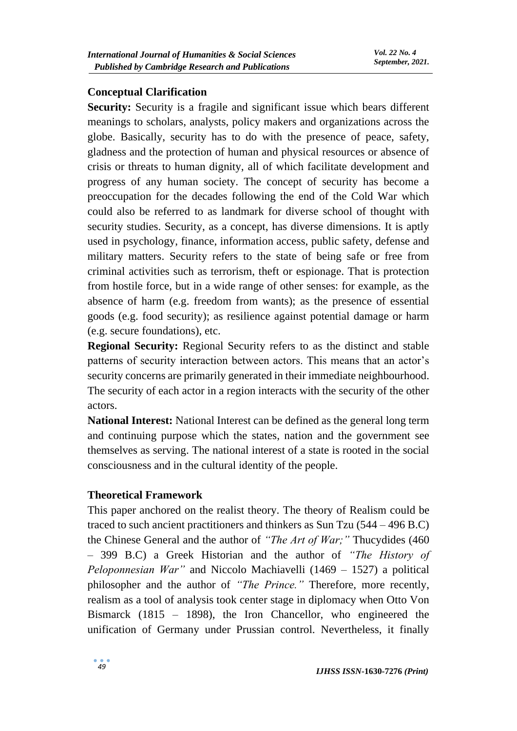## Conceptual Clarification

**Security:** Security is a fragile and significant issue which bears different meanings to scholars, analysts, policy makers and organizations across the globe. Basically, security has to do with the presence of peace, safety, gladness and the protection of human and physical resources or absence of crisis or threats to human dignity, all of which facilitate development and progress of any human society. The concept of security has become a preoccupation for the decades following the end of the Cold War which could also be referred to as landmark for diverse school of thought with security studies. Security, as a concept, has diverse dimensions. It is aptly used in psychology, finance, information access, public safety, defense and military matters. Security refers to the state of being safe or free from criminal activities such as terrorism, theft or espionage. That is protection from hostile force, but in a wide range of other senses: for example, as the absence of harm (e.g. freedom from wants); as the presence of essential goods (e.g. food security); as resilience against potential damage or harm (e.g. secure foundations), etc.

**Regional Security:** Regional Security refers to as the distinct and stable patterns of security interaction between actors. This means that an actor's security concerns are primarily generated in their immediate neighbourhood. The security of each actor in a region interacts with the security of the other actors.

**National Interest:** National Interest can be defined as the general long term and continuing purpose which the states, nation and the government see themselves as serving. The national interest of a state is rooted in the social consciousness and in the cultural identity of the people.

## Theoretical Framework

This paper anchored on the realist theory. The theory of Realism could be traced to such ancient practitioners and thinkers as Sun Tzu (544 – 496 B.C) the Chinese General and the author of *"The Art of War;"* Thucydides (460 – 399 B.C) a Greek Historian and the author of *"The History of Peloponnesian War"* and Niccolo Machiavelli (1469 – 1527) a political philosopher and the author of *"The Prince."* Therefore, more recently, realism as a tool of analysis took center stage in diplomacy when Otto Von Bismarck (1815 – 1898), the Iron Chancellor, who engineered the unification of Germany under Prussian control. Nevertheless, it finally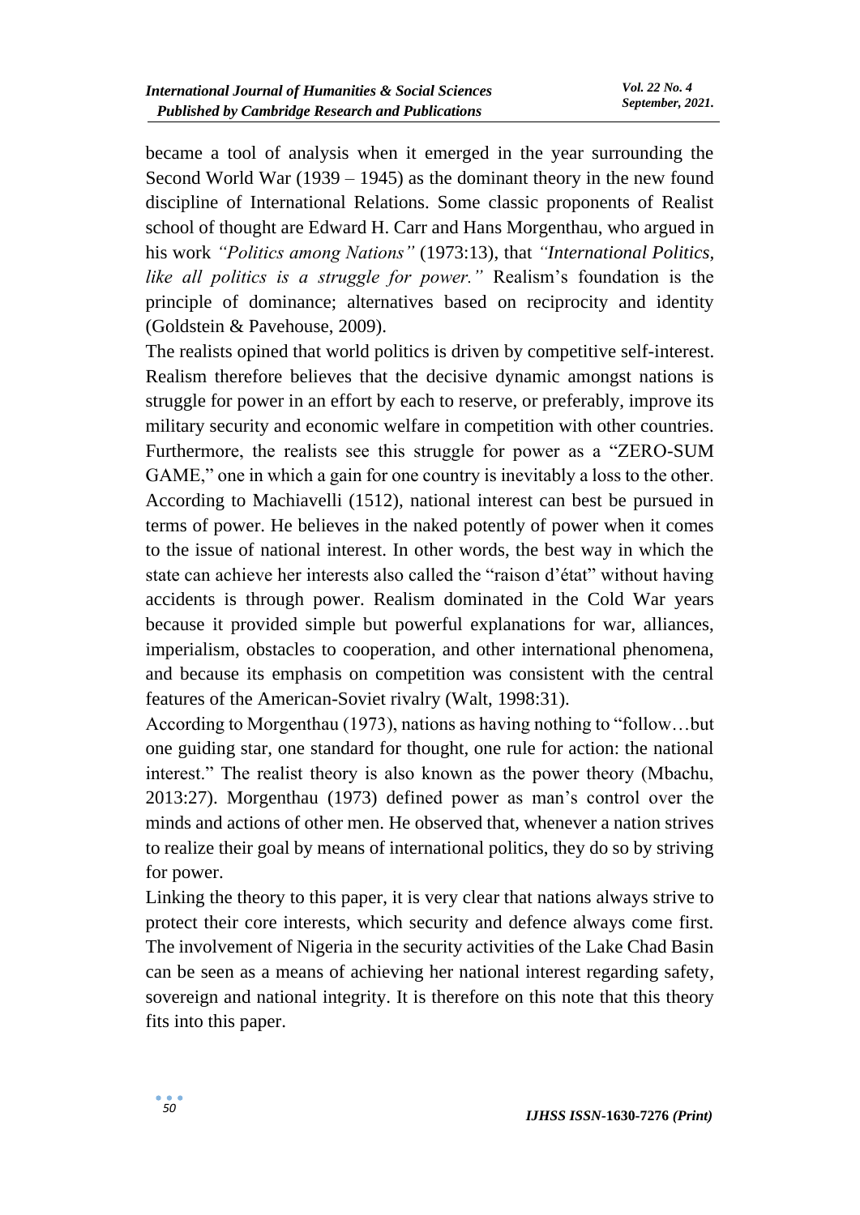became a tool of analysis when it emerged in the year surrounding the Second World War (1939 – 1945) as the dominant theory in the new found discipline of International Relations. Some classic proponents of Realist school of thought are Edward H. Carr and Hans Morgenthau, who argued in his work *"Politics among Nations"* (1973:13), that *"International Politics, like all politics is a struggle for power."* Realism's foundation is the principle of dominance; alternatives based on reciprocity and identity (Goldstein & Pavehouse, 2009).

The realists opined that world politics is driven by competitive self-interest. Realism therefore believes that the decisive dynamic amongst nations is struggle for power in an effort by each to reserve, or preferably, improve its military security and economic welfare in competition with other countries. Furthermore, the realists see this struggle for power as a "ZERO-SUM GAME," one in which a gain for one country is inevitably a loss to the other. According to Machiavelli (1512), national interest can best be pursued in terms of power. He believes in the naked potently of power when it comes to the issue of national interest. In other words, the best way in which the state can achieve her interests also called the "raison d'état" without having accidents is through power. Realism dominated in the Cold War years because it provided simple but powerful explanations for war, alliances, imperialism, obstacles to cooperation, and other international phenomena, and because its emphasis on competition was consistent with the central features of the American-Soviet rivalry (Walt, 1998:31).

According to Morgenthau (1973), nations as having nothing to "follow…but one guiding star, one standard for thought, one rule for action: the national interest." The realist theory is also known as the power theory (Mbachu, 2013:27). Morgenthau (1973) defined power as man's control over the minds and actions of other men. He observed that, whenever a nation strives to realize their goal by means of international politics, they do so by striving for power.

Linking the theory to this paper, it is very clear that nations always strive to protect their core interests, which security and defence always come first. The involvement of Nigeria in the security activities of the Lake Chad Basin can be seen as a means of achieving her national interest regarding safety, sovereign and national integrity. It is therefore on this note that this theory fits into this paper.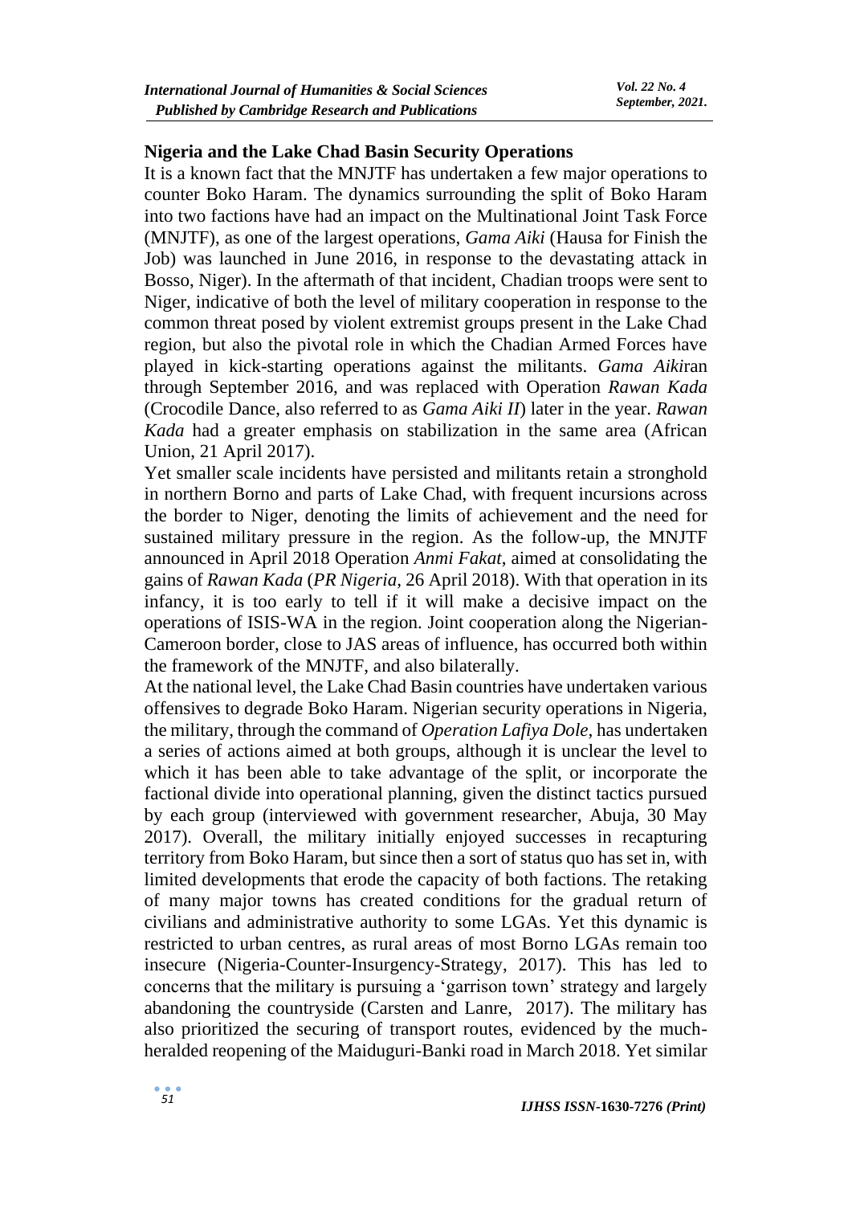## Nigeria and the Lake Chad Basin Security Operations

It is a known fact that the MNJTF has undertaken a few major operations to counter Boko Haram. The dynamics surrounding the split of Boko Haram into two factions have had an impact on the Multinational Joint Task Force (MNJTF), as one of the largest operations, *Gama Aiki* (Hausa for Finish the Job) was launched in June 2016, in response to the devastating attack in Bosso, Niger). In the aftermath of that incident, Chadian troops were sent to Niger, indicative of both the level of military cooperation in response to the common threat posed by violent extremist groups present in the Lake Chad region, but also the pivotal role in which the Chadian Armed Forces have played in kick-starting operations against the militants. *Gama Aiki*ran through September 2016, and was replaced with Operation *Rawan Kada* (Crocodile Dance, also referred to as *Gama Aiki II*) later in the year. *Rawan Kada* had a greater emphasis on stabilization in the same area (African Union, 21 April 2017).

Yet smaller scale incidents have persisted and militants retain a stronghold in northern Borno and parts of Lake Chad, with frequent incursions across the border to Niger, denoting the limits of achievement and the need for sustained military pressure in the region. As the follow-up, the MNJTF announced in April 2018 Operation *Anmi Fakat*, aimed at consolidating the gains of *Rawan Kada* (*PR Nigeria*, 26 April 2018). With that operation in its infancy, it is too early to tell if it will make a decisive impact on the operations of ISIS-WA in the region. Joint cooperation along the Nigerian-Cameroon border, close to JAS areas of influence, has occurred both within the framework of the MNJTF, and also bilaterally.

At the national level, the Lake Chad Basin countries have undertaken various offensives to degrade Boko Haram. Nigerian security operations in Nigeria, the military, through the command of *Operation Lafiya Dole,* has undertaken a series of actions aimed at both groups, although it is unclear the level to which it has been able to take advantage of the split, or incorporate the factional divide into operational planning, given the distinct tactics pursued by each group (interviewed with government researcher, Abuja, 30 May 2017). Overall, the military initially enjoyed successes in recapturing territory from Boko Haram, but since then a sort of status quo has set in, with limited developments that erode the capacity of both factions. The retaking of many major towns has created conditions for the gradual return of civilians and administrative authority to some LGAs. Yet this dynamic is restricted to urban centres, as rural areas of most Borno LGAs remain too insecure (Nigeria-Counter-Insurgency-Strategy, 2017). This has led to concerns that the military is pursuing a 'garrison town' strategy and largely abandoning the countryside (Carsten and Lanre, 2017). The military has also prioritized the securing of transport routes, evidenced by the much-heralded reopening of the Maiduguri-Banki road in March 2018. Yet similar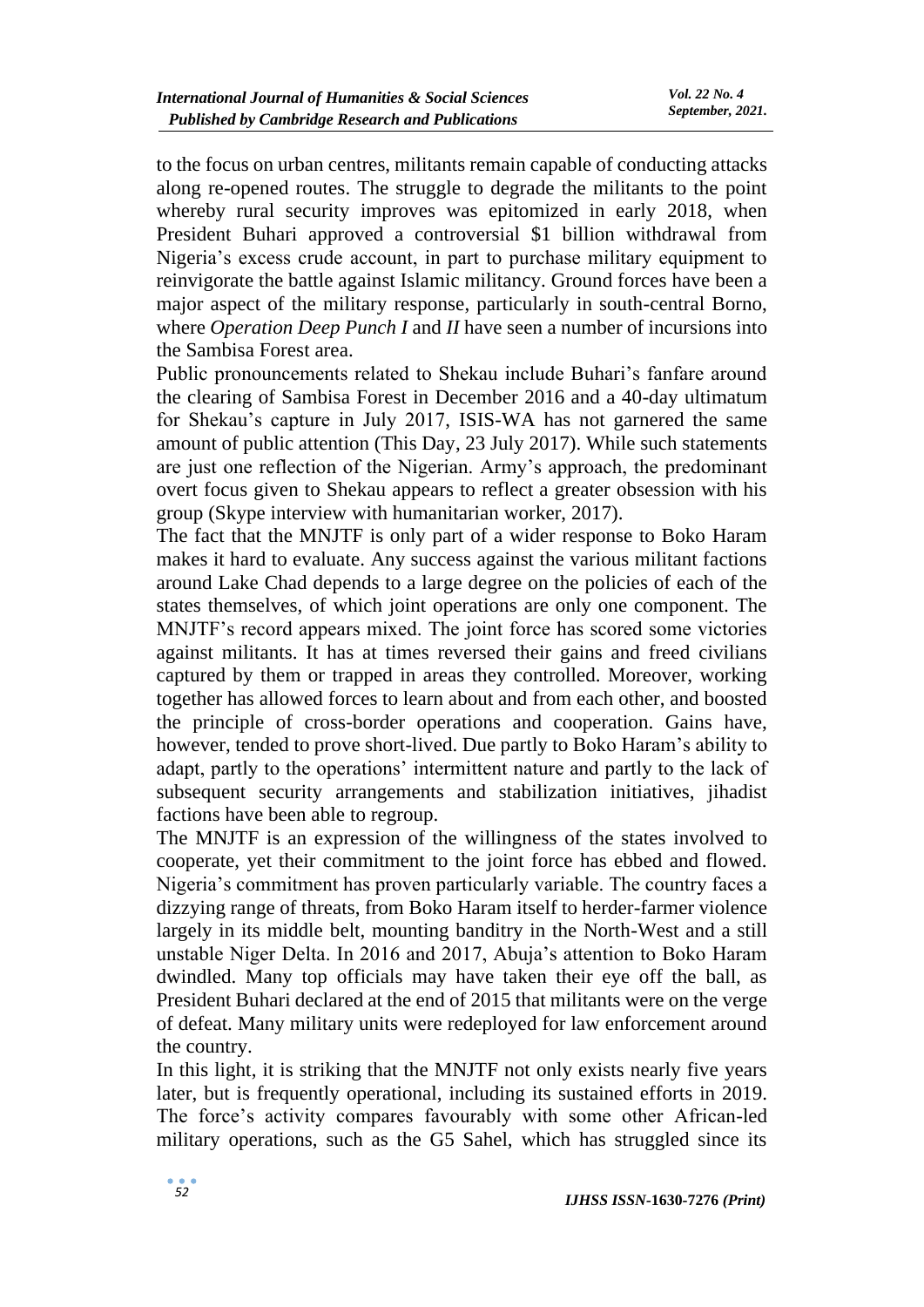to the focus on urban centres, militants remain capable of conducting attacks along re-opened routes. The struggle to degrade the militants to the point whereby rural security improves was epitomized in early 2018, when President Buhari approved a controversial \$1 billion withdrawal from Nigeria's excess crude account, in part to purchase military equipment to reinvigorate the battle against Islamic militancy. Ground forces have been a major aspect of the military response, particularly in south-central Borno, where *Operation Deep Punch I* and *II* have seen a number of incursions into the Sambisa Forest area.

Public pronouncements related to Shekau include Buhari's fanfare around the clearing of Sambisa Forest in December 2016 and a 40-day ultimatum for Shekau's capture in July 2017, ISIS-WA has not garnered the same amount of public attention (This Day, 23 July 2017). While such statements are just one reflection of the Nigerian. Army's approach, the predominant overt focus given to Shekau appears to reflect a greater obsession with his group (Skype interview with humanitarian worker, 2017).

The fact that the MNJTF is only part of a wider response to Boko Haram makes it hard to evaluate. Any success against the various militant factions around Lake Chad depends to a large degree on the policies of each of the states themselves, of which joint operations are only one component. The MNJTF's record appears mixed. The joint force has scored some victories against militants. It has at times reversed their gains and freed civilians captured by them or trapped in areas they controlled. Moreover, working together has allowed forces to learn about and from each other, and boosted the principle of cross-border operations and cooperation. Gains have, however, tended to prove short-lived. Due partly to Boko Haram's ability to adapt, partly to the operations' intermittent nature and partly to the lack of subsequent security arrangements and stabilization initiatives, jihadist factions have been able to regroup.

The MNJTF is an expression of the willingness of the states involved to cooperate, yet their commitment to the joint force has ebbed and flowed. Nigeria's commitment has proven particularly variable. The country faces a dizzying range of threats, from Boko Haram itself to herder-farmer violence largely in its middle belt, mounting banditry in the North-West and a still unstable Niger Delta. In 2016 and 2017, Abuja's attention to Boko Haram dwindled. Many top officials may have taken their eye off the ball, as President Buhari declared at the end of 2015 that militants were on the verge of defeat. Many military units were redeployed for law enforcement around the country.

In this light, it is striking that the MNJTF not only exists nearly five years later, but is frequently operational, including its sustained efforts in 2019. The force's activity compares favourably with some other African-led military operations, such as the G5 Sahel, which has struggled since its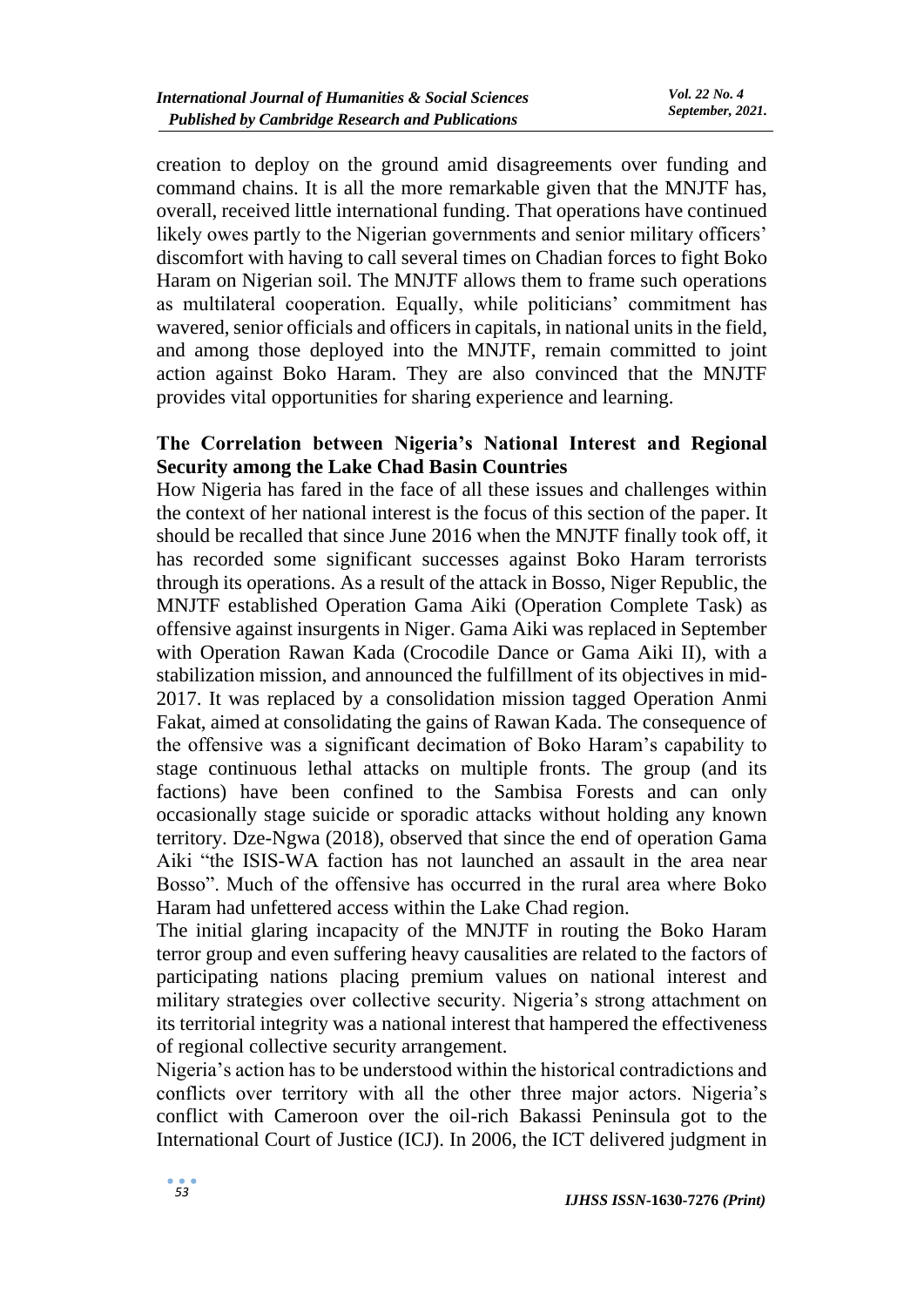creation to deploy on the ground amid disagreements over funding and command chains. It is all the more remarkable given that the MNJTF has, overall, received little international funding. That operations have continued likely owes partly to the Nigerian governments and senior military officers' discomfort with having to call several times on Chadian forces to fight Boko Haram on Nigerian soil. The MNJTF allows them to frame such operations as multilateral cooperation. Equally, while politicians' commitment has wavered, senior officials and officers in capitals, in national units in the field, and among those deployed into the MNJTF, remain committed to joint action against Boko Haram. They are also convinced that the MNJTF provides vital opportunities for sharing experience and learning.

## The Correlation between Nigeria's National Interest and Regional Security among the Lake Chad Basin Countries

How Nigeria has fared in the face of all these issues and challenges within the context of her national interest is the focus of this section of the paper. It should be recalled that since June 2016 when the MNJTF finally took off, it has recorded some significant successes against Boko Haram terrorists through its operations. As a result of the attack in Bosso, Niger Republic, the MNJTF established Operation Gama Aiki (Operation Complete Task) as offensive against insurgents in Niger. Gama Aiki was replaced in September with Operation Rawan Kada (Crocodile Dance or Gama Aiki II), with a stabilization mission, and announced the fulfillment of its objectives in mid-2017. It was replaced by a consolidation mission tagged Operation Anmi Fakat, aimed at consolidating the gains of Rawan Kada. The consequence of the offensive was a significant decimation of Boko Haram's capability to stage continuous lethal attacks on multiple fronts. The group (and its factions) have been confined to the Sambisa Forests and can only occasionally stage suicide or sporadic attacks without holding any known territory. Dze-Ngwa (2018), observed that since the end of operation Gama Aiki "the ISIS-WA faction has not launched an assault in the area near Bosso". Much of the offensive has occurred in the rural area where Boko Haram had unfettered access within the Lake Chad region.

The initial glaring incapacity of the MNJTF in routing the Boko Haram terror group and even suffering heavy causalities are related to the factors of participating nations placing premium values on national interest and military strategies over collective security. Nigeria's strong attachment on its territorial integrity was a national interest that hampered the effectiveness of regional collective security arrangement.

Nigeria's action has to be understood within the historical contradictions and conflicts over territory with all the other three major actors. Nigeria's conflict with Cameroon over the oil-rich Bakassi Peninsula got to the International Court of Justice (ICJ). In 2006, the ICT delivered judgment in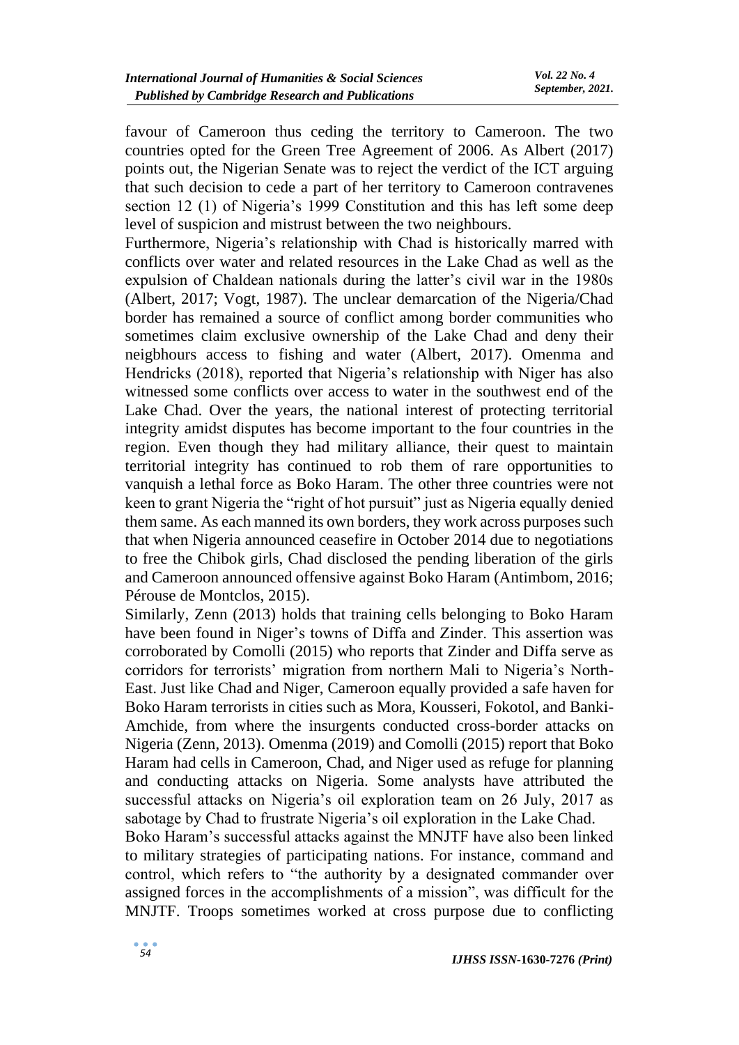favour of Cameroon thus ceding the territory to Cameroon. The two countries opted for the Green Tree Agreement of 2006. As Albert (2017) points out, the Nigerian Senate was to reject the verdict of the ICT arguing that such decision to cede a part of her territory to Cameroon contravenes section 12 (1) of Nigeria's 1999 Constitution and this has left some deep level of suspicion and mistrust between the two neighbours.

Furthermore, Nigeria's relationship with Chad is historically marred with conflicts over water and related resources in the Lake Chad as well as the expulsion of Chaldean nationals during the latter's civil war in the 1980s (Albert, 2017; Vogt, 1987). The unclear demarcation of the Nigeria/Chad border has remained a source of conflict among border communities who sometimes claim exclusive ownership of the Lake Chad and deny their neigbhours access to fishing and water (Albert, 2017). Omenma and Hendricks (2018), reported that Nigeria's relationship with Niger has also witnessed some conflicts over access to water in the southwest end of the Lake Chad. Over the years, the national interest of protecting territorial integrity amidst disputes has become important to the four countries in the region. Even though they had military alliance, their quest to maintain territorial integrity has continued to rob them of rare opportunities to vanquish a lethal force as Boko Haram. The other three countries were not keen to grant Nigeria the "right of hot pursuit" just as Nigeria equally denied them same. As each manned its own borders, they work across purposes such that when Nigeria announced ceasefire in October 2014 due to negotiations to free the Chibok girls, Chad disclosed the pending liberation of the girls and Cameroon announced offensive against Boko Haram (Antimbom, 2016; Pérouse de Montclos, 2015).

Similarly, Zenn (2013) holds that training cells belonging to Boko Haram have been found in Niger's towns of Diffa and Zinder. This assertion was corroborated by Comolli (2015) who reports that Zinder and Diffa serve as corridors for terrorists' migration from northern Mali to Nigeria's North-East. Just like Chad and Niger, Cameroon equally provided a safe haven for Boko Haram terrorists in cities such as Mora, Kousseri, Fokotol, and Banki-Amchide, from where the insurgents conducted cross-border attacks on Nigeria (Zenn, 2013). Omenma (2019) and Comolli (2015) report that Boko Haram had cells in Cameroon, Chad, and Niger used as refuge for planning and conducting attacks on Nigeria. Some analysts have attributed the successful attacks on Nigeria's oil exploration team on 26 July, 2017 as sabotage by Chad to frustrate Nigeria's oil exploration in the Lake Chad.

Boko Haram's successful attacks against the MNJTF have also been linked to military strategies of participating nations. For instance, command and control, which refers to "the authority by a designated commander over assigned forces in the accomplishments of a mission", was difficult for the MNJTF. Troops sometimes worked at cross purpose due to conflicting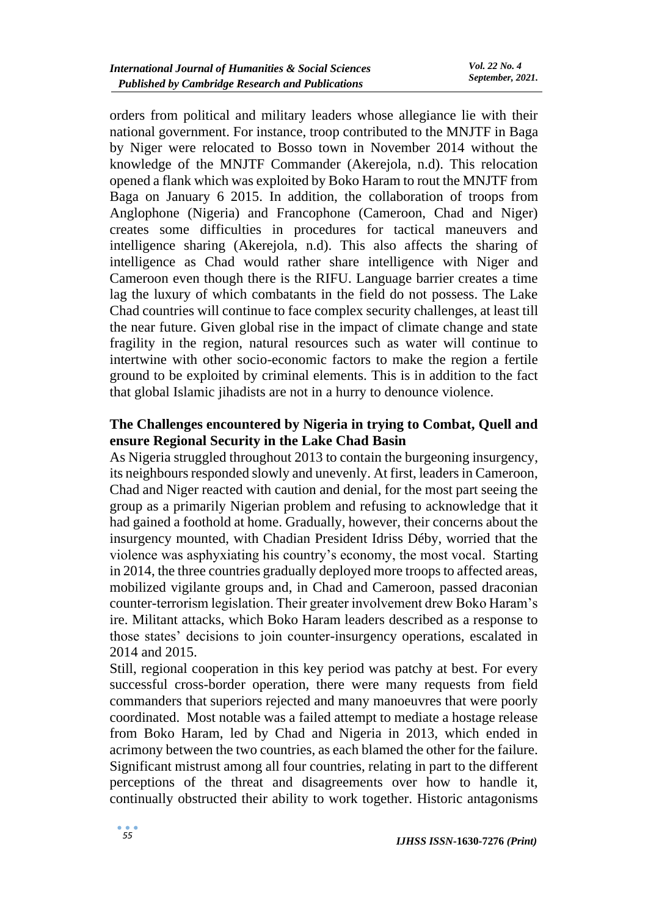orders from political and military leaders whose allegiance lie with their national government. For instance, troop contributed to the MNJTF in Baga by Niger were relocated to Bosso town in November 2014 without the knowledge of the MNJTF Commander (Akerejola, n.d). This relocation opened a flank which was exploited by Boko Haram to rout the MNJTF from Baga on January 6 2015. In addition, the collaboration of troops from Anglophone (Nigeria) and Francophone (Cameroon, Chad and Niger) creates some difficulties in procedures for tactical maneuvers and intelligence sharing (Akerejola, n.d). This also affects the sharing of intelligence as Chad would rather share intelligence with Niger and Cameroon even though there is the RIFU. Language barrier creates a time lag the luxury of which combatants in the field do not possess. The Lake Chad countries will continue to face complex security challenges, at least till the near future. Given global rise in the impact of climate change and state fragility in the region, natural resources such as water will continue to intertwine with other socio-economic factors to make the region a fertile ground to be exploited by criminal elements. This is in addition to the fact that global Islamic jihadists are not in a hurry to denounce violence.

## The Challenges encountered by Nigeria in trying to Combat, Quell and ensure Regional Security in the Lake Chad Basin

As Nigeria struggled throughout 2013 to contain the burgeoning insurgency, its neighbours responded slowly and unevenly. At first, leaders in Cameroon, Chad and Niger reacted with caution and denial, for the most part seeing the group as a primarily Nigerian problem and refusing to acknowledge that it had gained a foothold at home. Gradually, however, their concerns about the insurgency mounted, with Chadian President Idriss Déby, worried that the violence was asphyxiating his country's economy, the most vocal. Starting in 2014, the three countries gradually deployed more troops to affected areas, mobilized vigilante groups and, in Chad and Cameroon, passed draconian counter-terrorism legislation. Their greater involvement drew Boko Haram's ire. Militant attacks, which Boko Haram leaders described as a response to those states' decisions to join counter-insurgency operations, escalated in 2014 and 2015.

Still, regional cooperation in this key period was patchy at best. For every successful cross-border operation, there were many requests from field commanders that superiors rejected and many manoeuvres that were poorly coordinated. Most notable was a failed attempt to mediate a hostage release from Boko Haram, led by Chad and Nigeria in 2013, which ended in acrimony between the two countries, as each blamed the other for the failure. Significant mistrust among all four countries, relating in part to the different perceptions of the threat and disagreements over how to handle it, continually obstructed their ability to work together. Historic antagonisms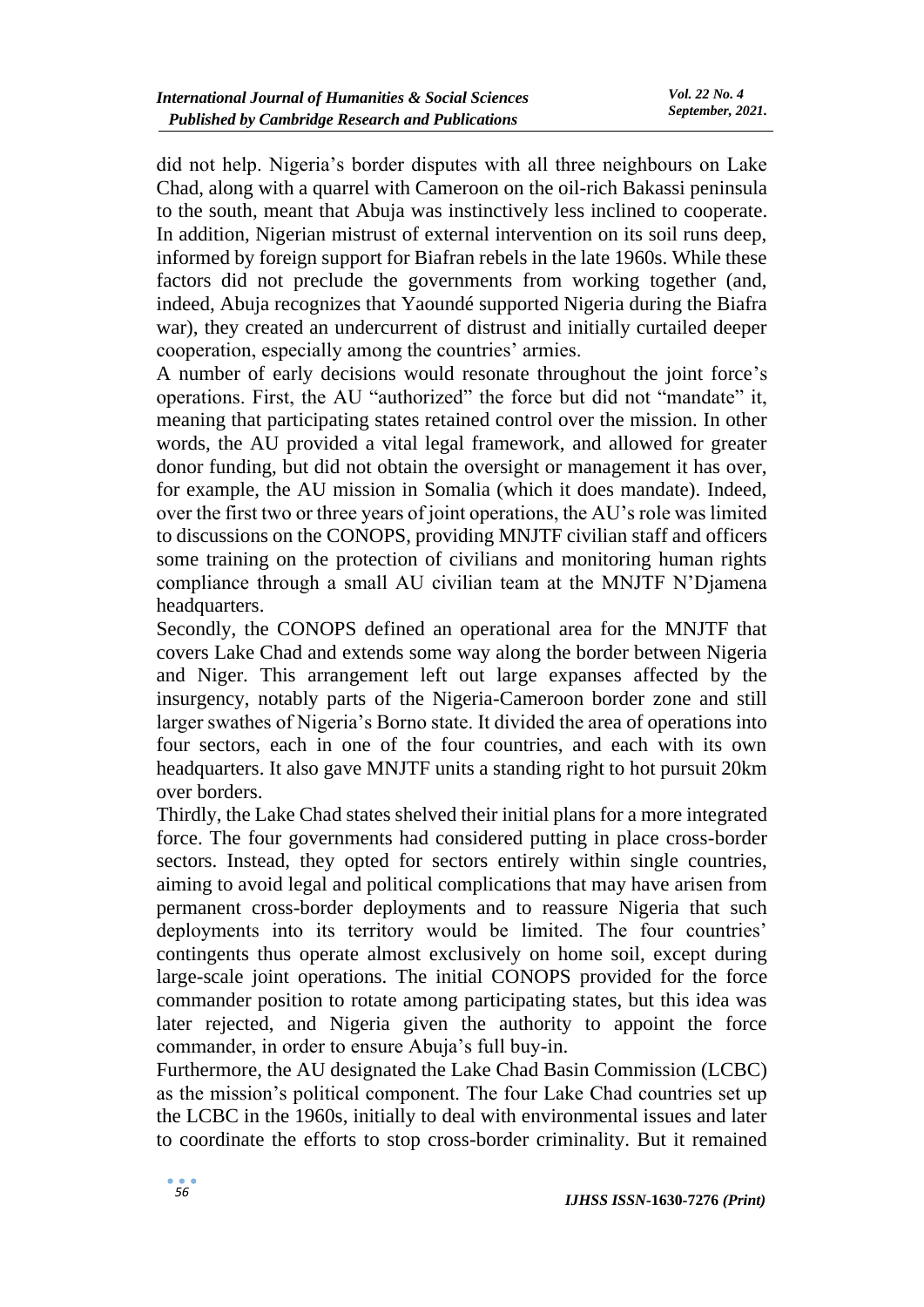did not help. Nigeria's border disputes with all three neighbours on Lake Chad, along with a quarrel with Cameroon on the oil-rich Bakassi peninsula to the south, meant that Abuja was instinctively less inclined to cooperate. In addition, Nigerian mistrust of external intervention on its soil runs deep, informed by foreign support for Biafran rebels in the late 1960s. While these factors did not preclude the governments from working together (and, indeed, Abuja recognizes that Yaoundé supported Nigeria during the Biafra war), they created an undercurrent of distrust and initially curtailed deeper cooperation, especially among the countries' armies.

A number of early decisions would resonate throughout the joint force's operations. First, the AU "authorized" the force but did not "mandate" it, meaning that participating states retained control over the mission. In other words, the AU provided a vital legal framework, and allowed for greater donor funding, but did not obtain the oversight or management it has over, for example, the AU mission in Somalia (which it does mandate). Indeed, over the first two or three years of joint operations, the AU's role was limited to discussions on the CONOPS, providing MNJTF civilian staff and officers some training on the protection of civilians and monitoring human rights compliance through a small AU civilian team at the MNJTF N'Djamena headquarters.

Secondly, the CONOPS defined an operational area for the MNJTF that covers Lake Chad and extends some way along the border between Nigeria and Niger. This arrangement left out large expanses affected by the insurgency, notably parts of the Nigeria-Cameroon border zone and still larger swathes of Nigeria's Borno state. It divided the area of operations into four sectors, each in one of the four countries, and each with its own headquarters. It also gave MNJTF units a standing right to hot pursuit 20km over borders.

Thirdly, the Lake Chad states shelved their initial plans for a more integrated force. The four governments had considered putting in place cross-border sectors. Instead, they opted for sectors entirely within single countries, aiming to avoid legal and political complications that may have arisen from permanent cross-border deployments and to reassure Nigeria that such deployments into its territory would be limited. The four countries' contingents thus operate almost exclusively on home soil, except during large-scale joint operations. The initial CONOPS provided for the force commander position to rotate among participating states, but this idea was later rejected, and Nigeria given the authority to appoint the force commander, in order to ensure Abuja's full buy-in.

Furthermore, the AU designated the Lake Chad Basin Commission (LCBC) as the mission's political component. The four Lake Chad countries set up the LCBC in the 1960s, initially to deal with environmental issues and later to coordinate the efforts to stop cross-border criminality. But it remained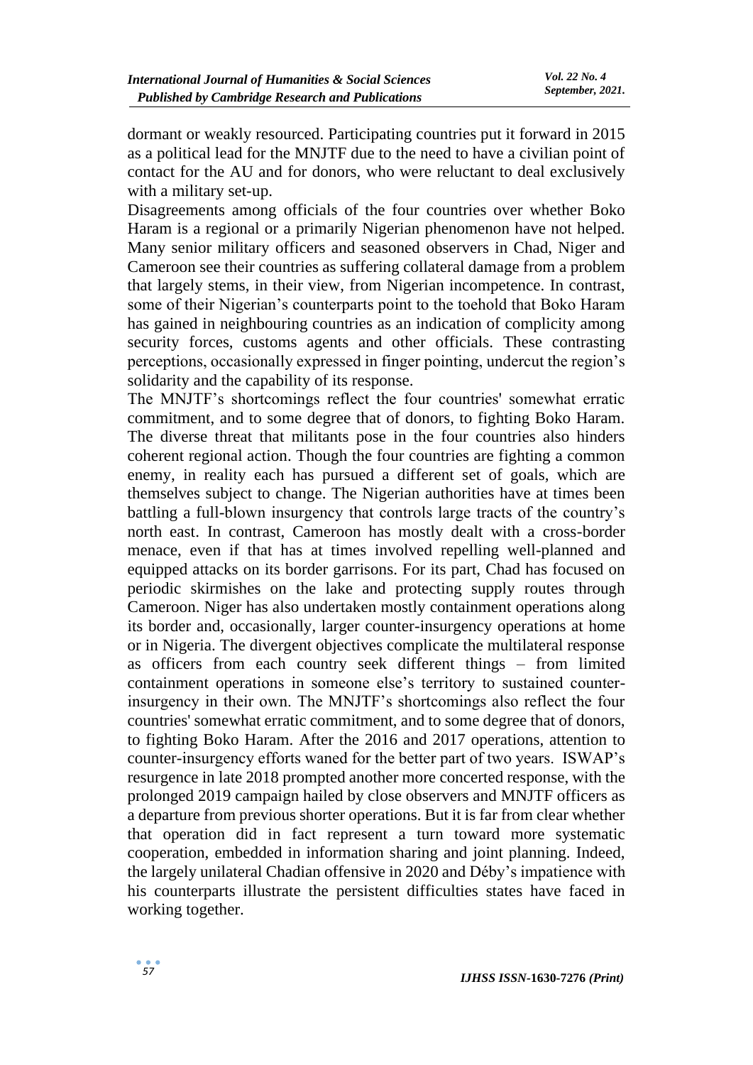dormant or weakly resourced. Participating countries put it forward in 2015 as a political lead for the MNJTF due to the need to have a civilian point of contact for the AU and for donors, who were reluctant to deal exclusively with a military set-up.

Disagreements among officials of the four countries over whether Boko Haram is a regional or a primarily Nigerian phenomenon have not helped. Many senior military officers and seasoned observers in Chad, Niger and Cameroon see their countries as suffering collateral damage from a problem that largely stems, in their view, from Nigerian incompetence. In contrast, some of their Nigerian's counterparts point to the toehold that Boko Haram has gained in neighbouring countries as an indication of complicity among security forces, customs agents and other officials. These contrasting perceptions, occasionally expressed in finger pointing, undercut the region's solidarity and the capability of its response.

The MNJTF's shortcomings reflect the four countries' somewhat erratic commitment, and to some degree that of donors, to fighting Boko Haram. The diverse threat that militants pose in the four countries also hinders coherent regional action. Though the four countries are fighting a common enemy, in reality each has pursued a different set of goals, which are themselves subject to change. The Nigerian authorities have at times been battling a full-blown insurgency that controls large tracts of the country's north east. In contrast, Cameroon has mostly dealt with a cross-border menace, even if that has at times involved repelling well-planned and equipped attacks on its border garrisons. For its part, Chad has focused on periodic skirmishes on the lake and protecting supply routes through Cameroon. Niger has also undertaken mostly containment operations along its border and, occasionally, larger counter-insurgency operations at home or in Nigeria. The divergent objectives complicate the multilateral response as officers from each country seek different things – from limited containment operations in someone else's territory to sustained counter-insurgency in their own. The MNJTF's shortcomings also reflect the four countries' somewhat erratic commitment, and to some degree that of donors, to fighting Boko Haram. After the 2016 and 2017 operations, attention to counter-insurgency efforts waned for the better part of two years. ISWAP's resurgence in late 2018 prompted another more concerted response, with the prolonged 2019 campaign hailed by close observers and MNJTF officers as a departure from previous shorter operations. But it is far from clear whether that operation did in fact represent a turn toward more systematic cooperation, embedded in information sharing and joint planning. Indeed, the largely unilateral Chadian offensive in 2020 and Déby's impatience with his counterparts illustrate the persistent difficulties states have faced in working together.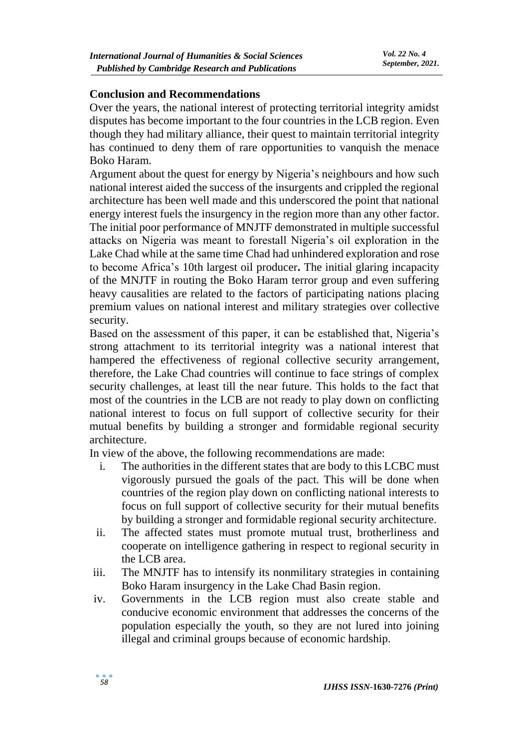## Conclusion and Recommendations

Over the years, the national interest of protecting territorial integrity amidst disputes has become important to the four countries in the LCB region. Even though they had military alliance, their quest to maintain territorial integrity has continued to deny them of rare opportunities to vanquish the menace Boko Haram.

Argument about the quest for energy by Nigeria's neighbours and how such national interest aided the success of the insurgents and crippled the regional architecture has been well made and this underscored the point that national energy interest fuels the insurgency in the region more than any other factor. The initial poor performance of MNJTF demonstrated in multiple successful attacks on Nigeria was meant to forestall Nigeria's oil exploration in the Lake Chad while at the same time Chad had unhindered exploration and rose to become Africa's 10th largest oil producer**.** The initial glaring incapacity of the MNJTF in routing the Boko Haram terror group and even suffering heavy causalities are related to the factors of participating nations placing premium values on national interest and military strategies over collective security.

Based on the assessment of this paper, it can be established that, Nigeria's strong attachment to its territorial integrity was a national interest that hampered the effectiveness of regional collective security arrangement, therefore, the Lake Chad countries will continue to face strings of complex security challenges, at least till the near future. This holds to the fact that most of the countries in the LCB are not ready to play down on conflicting national interest to focus on full support of collective security for their mutual benefits by building a stronger and formidable regional security architecture.

In view of the above, the following recommendations are made:

i. The authorities in the different states that are body to this LCBC must vigorously pursued the goals of the pact. This will be done when countries of the region play down on conflicting national interests to focus on full support of collective security for their mutual benefits by building a stronger and formidable regional security architecture.

ii. The affected states must promote mutual trust, brotherliness and cooperate on intelligence gathering in respect to regional security in the LCB area.

iii. The MNJTF has to intensify its nonmilitary strategies in containing Boko Haram insurgency in the Lake Chad Basin region.

iv. Governments in the LCB region must also create stable and conducive economic environment that addresses the concerns of the population especially the youth, so they are not lured into joining illegal and criminal groups because of economic hardship.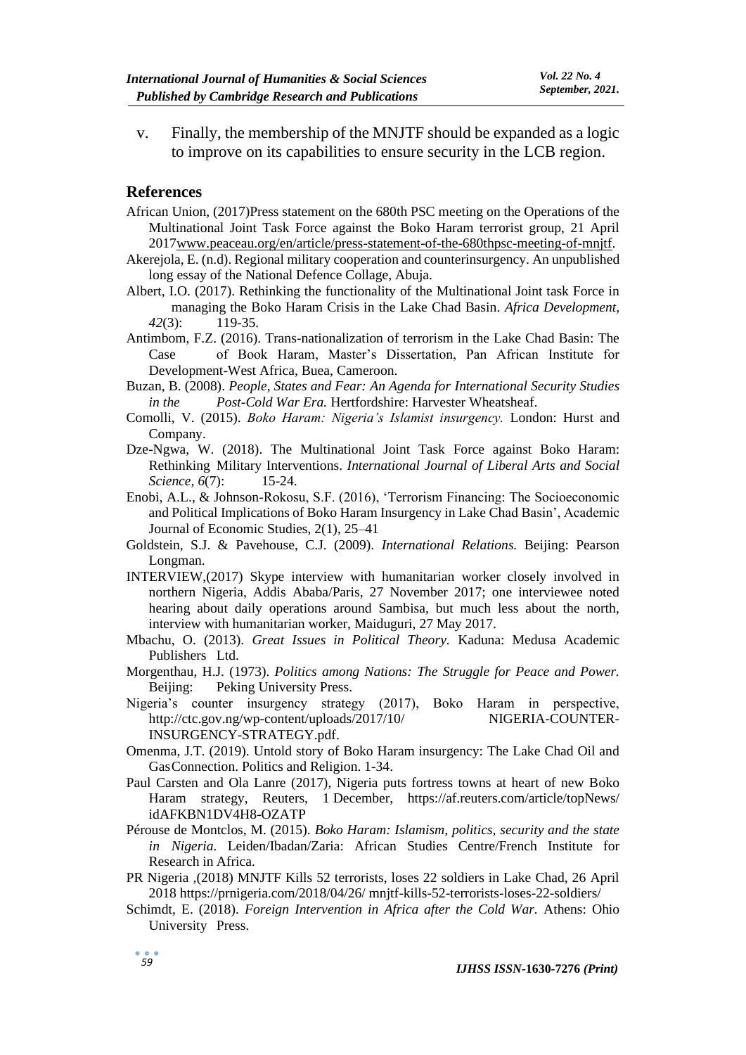v. Finally, the membership of the MNJTF should be expanded as a logic to improve on its capabilities to ensure security in the LCB region.

## References

African Union, (2017)Press statement on the 680th PSC meeting on the Operations of the Multinational Joint Task Force against the Boko Haram terrorist group, 21 April 2017www.peaceau.org/en/article/press-statement-of-the-680thpsc-meeting-of-mnjtf.

Akerejola, E. (n.d). Regional military cooperation and counterinsurgency. An unpublished long essay of the National Defence Collage, Abuja.

Albert, I.O. (2017). Rethinking the functionality of the Multinational Joint task Force in managing the Boko Haram Crisis in the Lake Chad Basin. *Africa Development, 42*(3): 119-35.

Antimbom, F.Z. (2016). Trans-nationalization of terrorism in the Lake Chad Basin: The Case of Book Haram, Master's Dissertation, Pan African Institute for Development-West Africa, Buea, Cameroon.

Buzan, B. (2008). *People, States and Fear: An Agenda for International Security Studies in the Post-Cold War Era.* Hertfordshire: Harvester Wheatsheaf.

Comolli, V. (2015). *Boko Haram: Nigeria's Islamist insurgency.* London: Hurst and Company.

Dze-Ngwa, W. (2018). The Multinational Joint Task Force against Boko Haram: Rethinking Military Interventions. *International Journal of Liberal Arts and Social Science, 6*(7): 15-24.

Enobi, A.L., & Johnson-Rokosu, S.F. (2016), 'Terrorism Financing: The Socioeconomic and Political Implications of Boko Haram Insurgency in Lake Chad Basin', Academic Journal of Economic Studies, 2(1), 25–41

Goldstein, S.J. & Pavehouse, C.J. (2009). *International Relations.* Beijing: Pearson Longman.

INTERVIEW,(2017) Skype interview with humanitarian worker closely involved in northern Nigeria, Addis Ababa/Paris, 27 November 2017; one interviewee noted hearing about daily operations around Sambisa, but much less about the north, interview with humanitarian worker, Maiduguri, 27 May 2017.

Mbachu, O. (2013). *Great Issues in Political Theory.* Kaduna: Medusa Academic Publishers Ltd.

Morgenthau, H.J. (1973). *Politics among Nations: The Struggle for Peace and Power.* Beijing: Peking University Press.

Nigeria's counter insurgency strategy (2017), Boko Haram in perspective, http://ctc.gov.ng/wp-content/uploads/2017/10/ NIGERIA-COUNTER-INSURGENCY-STRATEGY.pdf.

Omenma, J.T. (2019). Untold story of Boko Haram insurgency: The Lake Chad Oil and GasConnection. Politics and Religion. 1-34.

Paul Carsten and Ola Lanre (2017), Nigeria puts fortress towns at heart of new Boko Haram strategy, Reuters, 1 December, https://af.reuters.com/article/topNews/ idAFKBN1DV4H8-OZATP

Pérouse de Montclos, M. (2015). *Boko Haram: Islamism, politics, security and the state in Nigeria.* Leiden/Ibadan/Zaria: African Studies Centre/French Institute for Research in Africa.

PR Nigeria ,(2018) MNJTF Kills 52 terrorists, loses 22 soldiers in Lake Chad, 26 April 2018 https://prnigeria.com/2018/04/26/ mnjtf-kills-52-terrorists-loses-22-soldiers/

Schimdt, E. (2018). *Foreign Intervention in Africa after the Cold War.* Athens: Ohio University Press.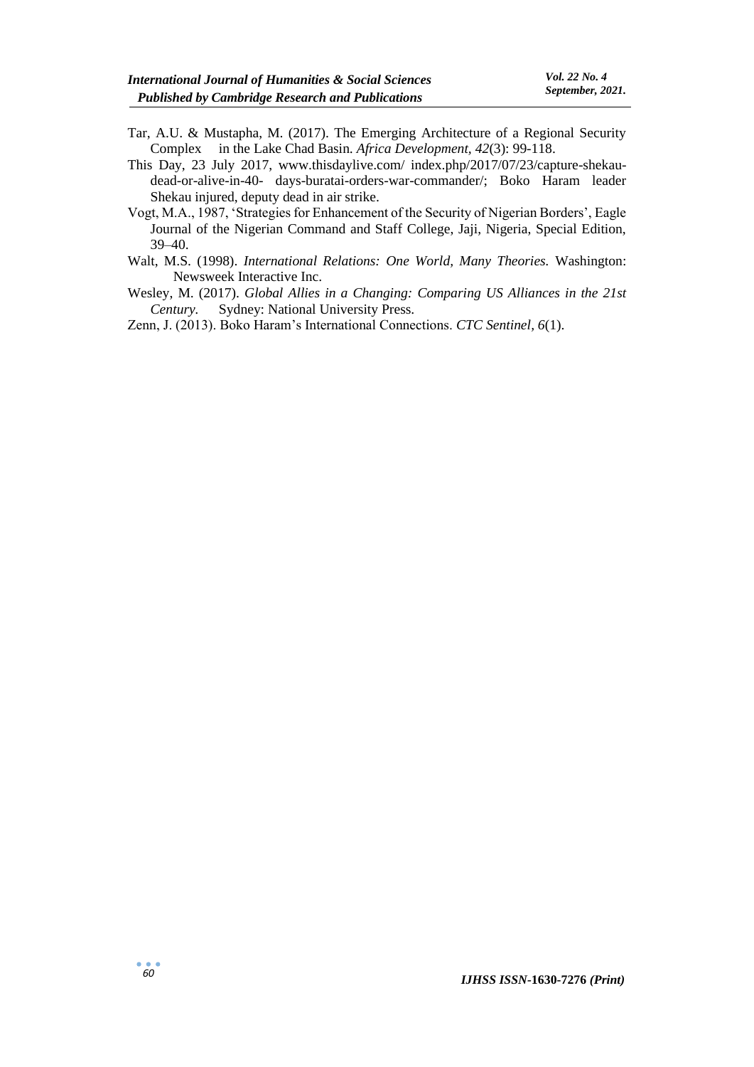Tar, A.U. & Mustapha, M. (2017). The Emerging Architecture of a Regional Security Complex in the Lake Chad Basin. *Africa Development, 42*(3): 99-118.

This Day, 23 July 2017, www.thisdaylive.com/ index.php/2017/07/23/capture-shekau-dead-or-alive-in-40- days-buratai-orders-war-commander/; Boko Haram leader Shekau injured, deputy dead in air strike.

Vogt, M.A., 1987, 'Strategies for Enhancement of the Security of Nigerian Borders', Eagle Journal of the Nigerian Command and Staff College, Jaji, Nigeria, Special Edition, 39–40.

Walt, M.S. (1998). *International Relations: One World, Many Theories.* Washington: Newsweek Interactive Inc.

Wesley, M. (2017). *Global Allies in a Changing: Comparing US Alliances in the 21st Century.* Sydney: National University Press.

Zenn, J. (2013). Boko Haram's International Connections. *CTC Sentinel, 6*(1).